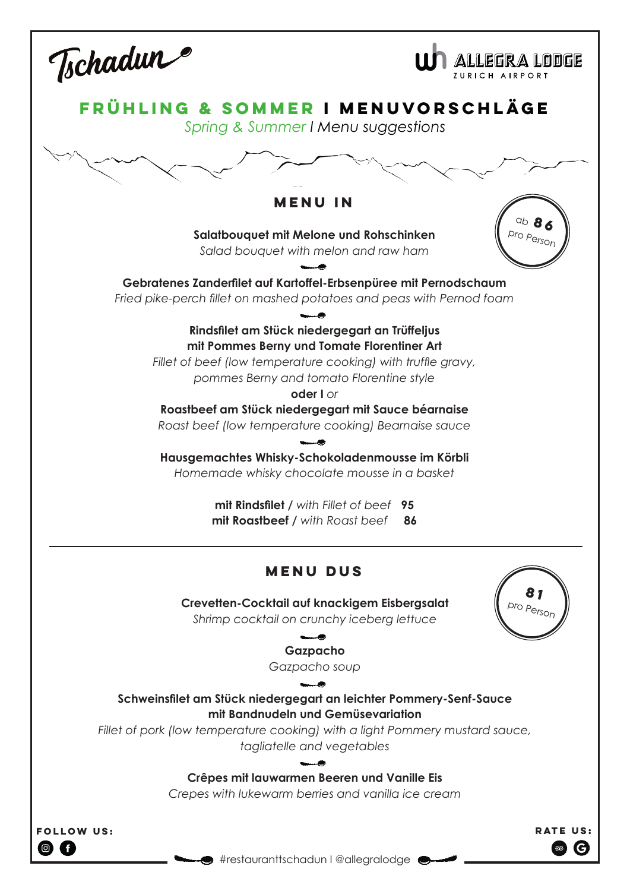Tschadun

ALLEGRA LODGE
ZURICH AIRPORT

# FRÜHLING & SOMMER I MENUVORSCHLÄGE

*Spring & Summer I Menu suggestions*

## MENU IN

ab **86** pro Person

**Salatbouquet mit Melone und Rohschinken**
*Salad bouquet with melon and raw ham*

**Gebratenes Zanderfilet auf Kartoffel-Erbsenpüree mit Pernodschaum**
*Fried pike-perch fillet on mashed potatoes and peas with Pernod foam*

**Rindsfilet am Stück niedergegart an Trüffeljus mit Pommes Berny und Tomate Florentiner Art**
*Fillet of beef (low temperature cooking) with truffle gravy, pommes Berny and tomato Florentine style*

**oder I** *or*

**Roastbeef am Stück niedergegart mit Sauce béarnaise**
*Roast beef (low temperature cooking) Bearnaise sauce*

**Hausgemachtes Whisky-Schokoladenmousse im Körbli**
*Homemade whisky chocolate mousse in a basket*

**mit Rindsfilet /** *with Fillet of beef* **95**
**mit Roastbeef /** *with Roast beef* **86**

## MENU DUS

**81** pro Person

**Crevetten-Cocktail auf knackigem Eisbergsalat**
*Shrimp cocktail on crunchy iceberg lettuce*

**Gazpacho**
*Gazpacho soup*

**Schweinsfilet am Stück niedergegart an leichter Pommery-Senf-Sauce mit Bandnudeln und Gemüsevariation**
*Fillet of pork (low temperature cooking) with a light Pommery mustard sauce, tagliatelle and vegetables*

**Crêpes mit lauwarmen Beeren und Vanille Eis**
*Crepes with lukewarm berries and vanilla ice cream*

**FOLLOW US:**

**RATE US:**

#restauranttschadun I @allegralodge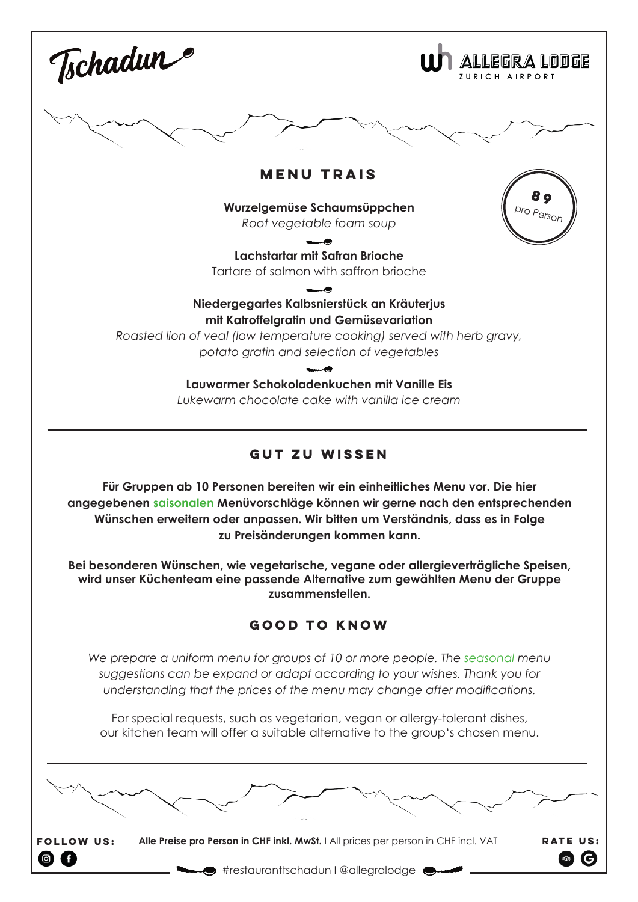Tschadun

ALLEGRA LODGE
ZURICH AIRPORT

## MENU TRAIS

**89** *pro Person*

**Wurzelgemüse Schaumsüppchen**
*Root vegetable foam soup*

**Lachstartar mit Safran Brioche**
Tartare of salmon with saffron brioche

**Niedergegartes Kalbsnierstück an Kräuterjus mit Katroffelgratin und Gemüsevariation**
*Roasted lion of veal (low temperature cooking) served with herb gravy, potato gratin and selection of vegetables*

**Lauwarmer Schokoladenkuchen mit Vanille Eis**
*Lukewarm chocolate cake with vanilla ice cream*

---

## GUT ZU WISSEN

**Für Gruppen ab 10 Personen bereiten wir ein einheitliches Menu vor. Die hier angegebenen saisonalen Menüvorschläge können wir gerne nach den entsprechenden Wünschen erweitern oder anpassen. Wir bitten um Verständnis, dass es in Folge zu Preisänderungen kommen kann.**

**Bei besonderen Wünschen, wie vegetarische, vegane oder allergieverträgliche Speisen, wird unser Küchenteam eine passende Alternative zum gewählten Menu der Gruppe zusammenstellen.**

## GOOD TO KNOW

*We prepare a uniform menu for groups of 10 or more people. The seasonal menu suggestions can be expand or adapt according to your wishes. Thank you for understanding that the prices of the menu may change after modifications.*

For special requests, such as vegetarian, vegan or allergy-tolerant dishes, our kitchen team will offer a suitable alternative to the group's chosen menu.

---

**FOLLOW US:**

**Alle Preise pro Person in CHF inkl. MwSt.** I All prices per person in CHF incl. VAT

**RATE US:**

#restauranttschadun I @allegralodge